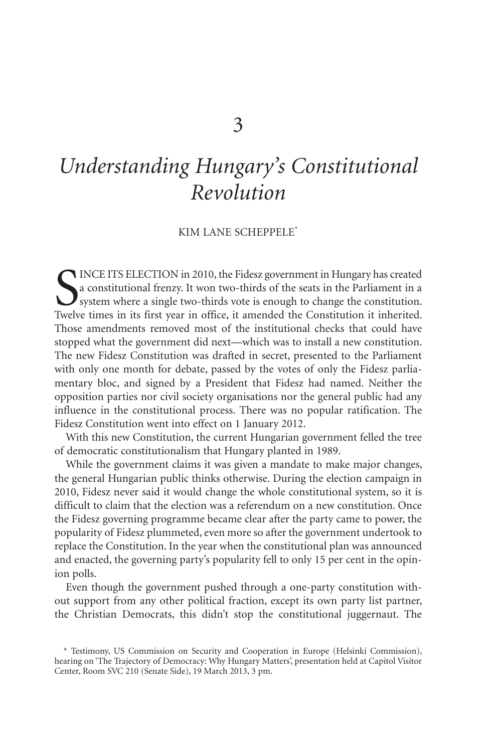# 3

# *Understanding Hungary's Constitutional Revolution*

KIM LANE SCHEPPELE*

SINCE ITS ELECTION in 2010, the Fidesz government in Hungary has created a constitutional frenzy. It won two-thirds of the seats in the Parliament in a system where a single two-thirds vote is enough to change the constitution. Twelve times in its first year in office, it amended the Constitution it inherited. Those amendments removed most of the institutional checks that could have stopped what the government did next—which was to install a new constitution. The new Fidesz Constitution was drafted in secret, presented to the Parliament with only one month for debate, passed by the votes of only the Fidesz parliamentary bloc, and signed by a President that Fidesz had named. Neither the opposition parties nor civil society organisations nor the general public had any influence in the constitutional process. There was no popular ratification. The Fidesz Constitution went into effect on 1 January 2012.

With this new Constitution, the current Hungarian government felled the tree of democratic constitutionalism that Hungary planted in 1989.

While the government claims it was given a mandate to make major changes, the general Hungarian public thinks otherwise. During the election campaign in 2010, Fidesz never said it would change the whole constitutional system, so it is difficult to claim that the election was a referendum on a new constitution. Once the Fidesz governing programme became clear after the party came to power, the popularity of Fidesz plummeted, even more so after the government undertook to replace the Constitution. In the year when the constitutional plan was announced and enacted, the governing party's popularity fell to only 15 per cent in the opinion polls.

Even though the government pushed through a one-party constitution without support from any other political fraction, except its own party list partner, the Christian Democrats, this didn't stop the constitutional juggernaut. The

\* Testimony, US Commission on Security and Cooperation in Europe (Helsinki Commission), hearing on 'The Trajectory of Democracy: Why Hungary Matters', presentation held at Capitol Visitor Center, Room SVC 210 (Senate Side), 19 March 2013, 3 pm.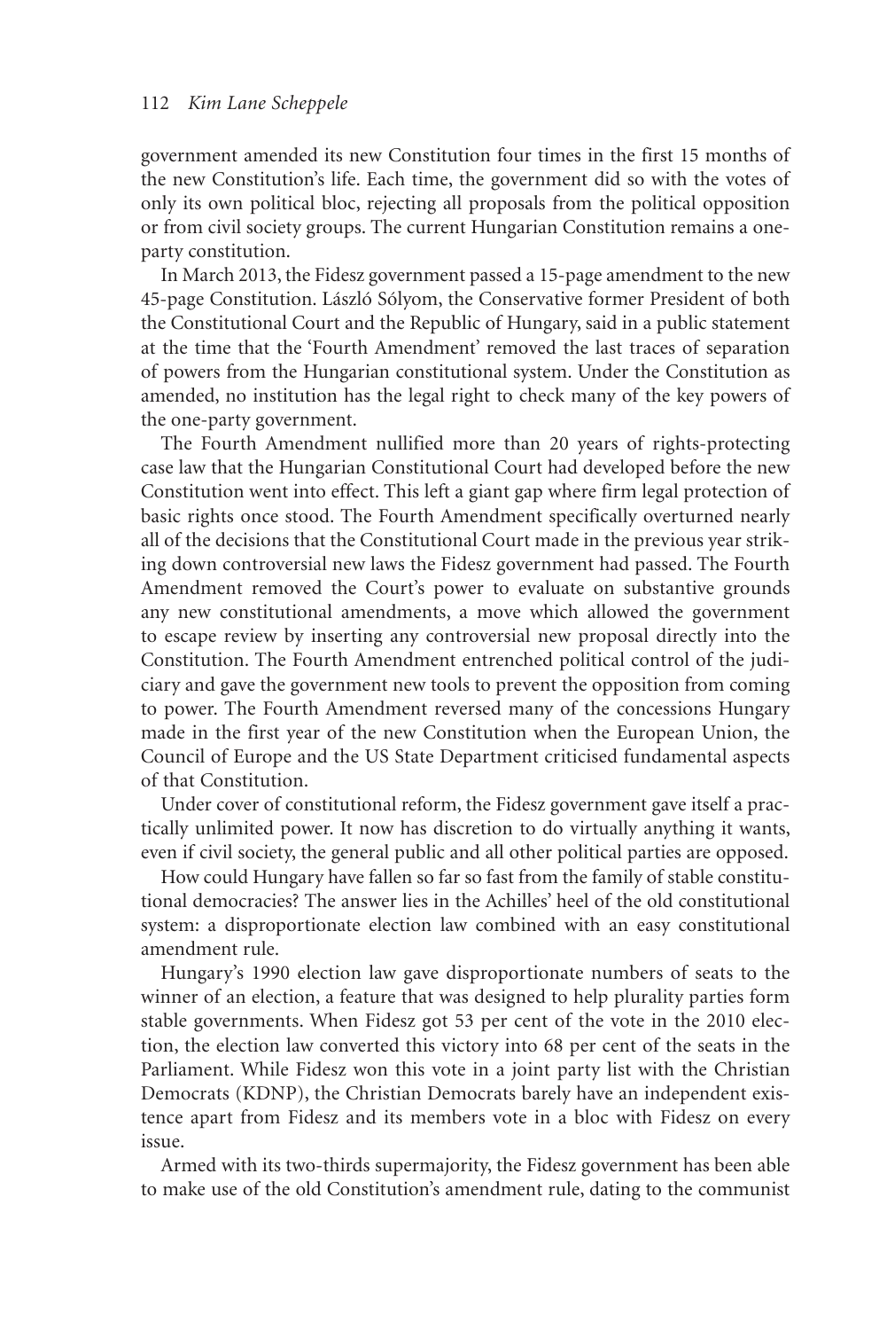government amended its new Constitution four times in the first 15 months of the new Constitution's life. Each time, the government did so with the votes of only its own political bloc, rejecting all proposals from the political opposition or from civil society groups. The current Hungarian Constitution remains a one-party constitution.

In March 2013, the Fidesz government passed a 15-page amendment to the new 45-page Constitution. László Sólyom, the Conservative former President of both the Constitutional Court and the Republic of Hungary, said in a public statement at the time that the 'Fourth Amendment' removed the last traces of separation of powers from the Hungarian constitutional system. Under the Constitution as amended, no institution has the legal right to check many of the key powers of the one-party government.

The Fourth Amendment nullified more than 20 years of rights-protecting case law that the Hungarian Constitutional Court had developed before the new Constitution went into effect. This left a giant gap where firm legal protection of basic rights once stood. The Fourth Amendment specifically overturned nearly all of the decisions that the Constitutional Court made in the previous year striking down controversial new laws the Fidesz government had passed. The Fourth Amendment removed the Court's power to evaluate on substantive grounds any new constitutional amendments, a move which allowed the government to escape review by inserting any controversial new proposal directly into the Constitution. The Fourth Amendment entrenched political control of the judiciary and gave the government new tools to prevent the opposition from coming to power. The Fourth Amendment reversed many of the concessions Hungary made in the first year of the new Constitution when the European Union, the Council of Europe and the US State Department criticised fundamental aspects of that Constitution.

Under cover of constitutional reform, the Fidesz government gave itself a practically unlimited power. It now has discretion to do virtually anything it wants, even if civil society, the general public and all other political parties are opposed.

How could Hungary have fallen so far so fast from the family of stable constitutional democracies? The answer lies in the Achilles' heel of the old constitutional system: a disproportionate election law combined with an easy constitutional amendment rule.

Hungary's 1990 election law gave disproportionate numbers of seats to the winner of an election, a feature that was designed to help plurality parties form stable governments. When Fidesz got 53 per cent of the vote in the 2010 election, the election law converted this victory into 68 per cent of the seats in the Parliament. While Fidesz won this vote in a joint party list with the Christian Democrats (KDNP), the Christian Democrats barely have an independent existence apart from Fidesz and its members vote in a bloc with Fidesz on every issue.

Armed with its two-thirds supermajority, the Fidesz government has been able to make use of the old Constitution's amendment rule, dating to the communist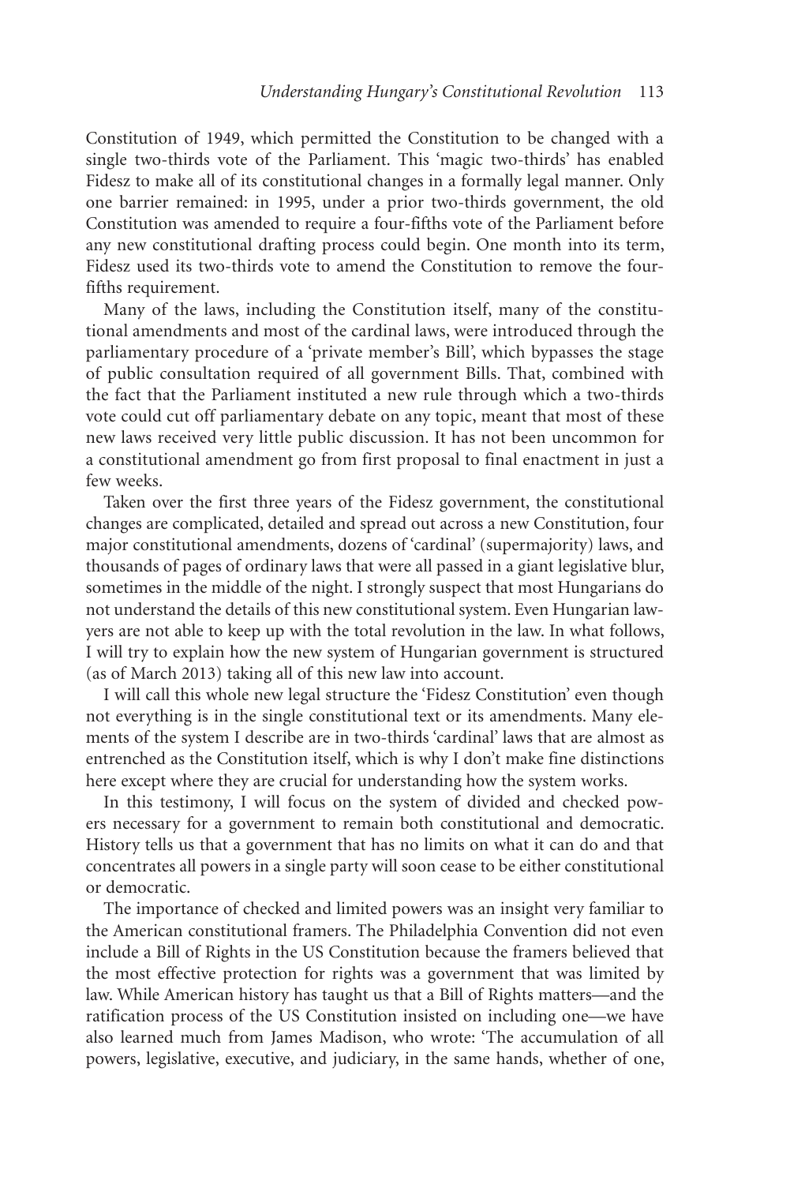Constitution of 1949, which permitted the Constitution to be changed with a single two-thirds vote of the Parliament. This 'magic two-thirds' has enabled Fidesz to make all of its constitutional changes in a formally legal manner. Only one barrier remained: in 1995, under a prior two-thirds government, the old Constitution was amended to require a four-fifths vote of the Parliament before any new constitutional drafting process could begin. One month into its term, Fidesz used its two-thirds vote to amend the Constitution to remove the four-fifths requirement.

Many of the laws, including the Constitution itself, many of the constitutional amendments and most of the cardinal laws, were introduced through the parliamentary procedure of a 'private member's Bill', which bypasses the stage of public consultation required of all government Bills. That, combined with the fact that the Parliament instituted a new rule through which a two-thirds vote could cut off parliamentary debate on any topic, meant that most of these new laws received very little public discussion. It has not been uncommon for a constitutional amendment go from first proposal to final enactment in just a few weeks.

Taken over the first three years of the Fidesz government, the constitutional changes are complicated, detailed and spread out across a new Constitution, four major constitutional amendments, dozens of 'cardinal' (supermajority) laws, and thousands of pages of ordinary laws that were all passed in a giant legislative blur, sometimes in the middle of the night. I strongly suspect that most Hungarians do not understand the details of this new constitutional system. Even Hungarian lawyers are not able to keep up with the total revolution in the law. In what follows, I will try to explain how the new system of Hungarian government is structured (as of March 2013) taking all of this new law into account.

I will call this whole new legal structure the 'Fidesz Constitution' even though not everything is in the single constitutional text or its amendments. Many elements of the system I describe are in two-thirds 'cardinal' laws that are almost as entrenched as the Constitution itself, which is why I don't make fine distinctions here except where they are crucial for understanding how the system works.

In this testimony, I will focus on the system of divided and checked powers necessary for a government to remain both constitutional and democratic. History tells us that a government that has no limits on what it can do and that concentrates all powers in a single party will soon cease to be either constitutional or democratic.

The importance of checked and limited powers was an insight very familiar to the American constitutional framers. The Philadelphia Convention did not even include a Bill of Rights in the US Constitution because the framers believed that the most effective protection for rights was a government that was limited by law. While American history has taught us that a Bill of Rights matters—and the ratification process of the US Constitution insisted on including one—we have also learned much from James Madison, who wrote: 'The accumulation of all powers, legislative, executive, and judiciary, in the same hands, whether of one,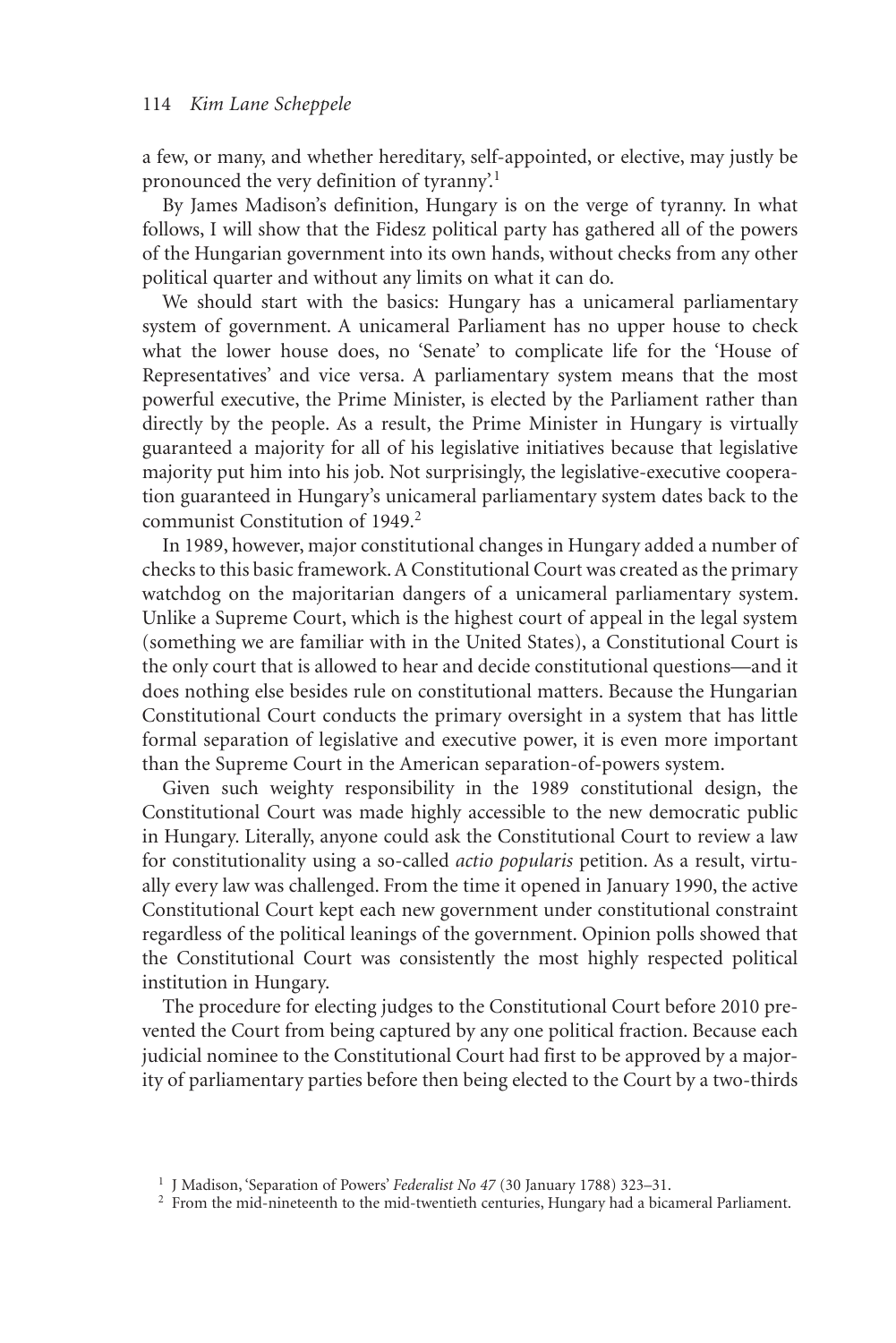a few, or many, and whether hereditary, self-appointed, or elective, may justly be pronounced the very definition of tyranny'.[1]

By James Madison's definition, Hungary is on the verge of tyranny. In what follows, I will show that the Fidesz political party has gathered all of the powers of the Hungarian government into its own hands, without checks from any other political quarter and without any limits on what it can do.

We should start with the basics: Hungary has a unicameral parliamentary system of government. A unicameral Parliament has no upper house to check what the lower house does, no 'Senate' to complicate life for the 'House of Representatives' and vice versa. A parliamentary system means that the most powerful executive, the Prime Minister, is elected by the Parliament rather than directly by the people. As a result, the Prime Minister in Hungary is virtually guaranteed a majority for all of his legislative initiatives because that legislative majority put him into his job. Not surprisingly, the legislative-executive cooperation guaranteed in Hungary's unicameral parliamentary system dates back to the communist Constitution of 1949.[2]

In 1989, however, major constitutional changes in Hungary added a number of checks to this basic framework. A Constitutional Court was created as the primary watchdog on the majoritarian dangers of a unicameral parliamentary system. Unlike a Supreme Court, which is the highest court of appeal in the legal system (something we are familiar with in the United States), a Constitutional Court is the only court that is allowed to hear and decide constitutional questions—and it does nothing else besides rule on constitutional matters. Because the Hungarian Constitutional Court conducts the primary oversight in a system that has little formal separation of legislative and executive power, it is even more important than the Supreme Court in the American separation-of-powers system.

Given such weighty responsibility in the 1989 constitutional design, the Constitutional Court was made highly accessible to the new democratic public in Hungary. Literally, anyone could ask the Constitutional Court to review a law for constitutionality using a so-called *actio popularis* petition. As a result, virtually every law was challenged. From the time it opened in January 1990, the active Constitutional Court kept each new government under constitutional constraint regardless of the political leanings of the government. Opinion polls showed that the Constitutional Court was consistently the most highly respected political institution in Hungary.

The procedure for electing judges to the Constitutional Court before 2010 prevented the Court from being captured by any one political fraction. Because each judicial nominee to the Constitutional Court had first to be approved by a majority of parliamentary parties before then being elected to the Court by a two-thirds

[1] J Madison, 'Separation of Powers' *Federalist No 47* (30 January 1788) 323–31.

[2] From the mid-nineteenth to the mid-twentieth centuries, Hungary had a bicameral Parliament.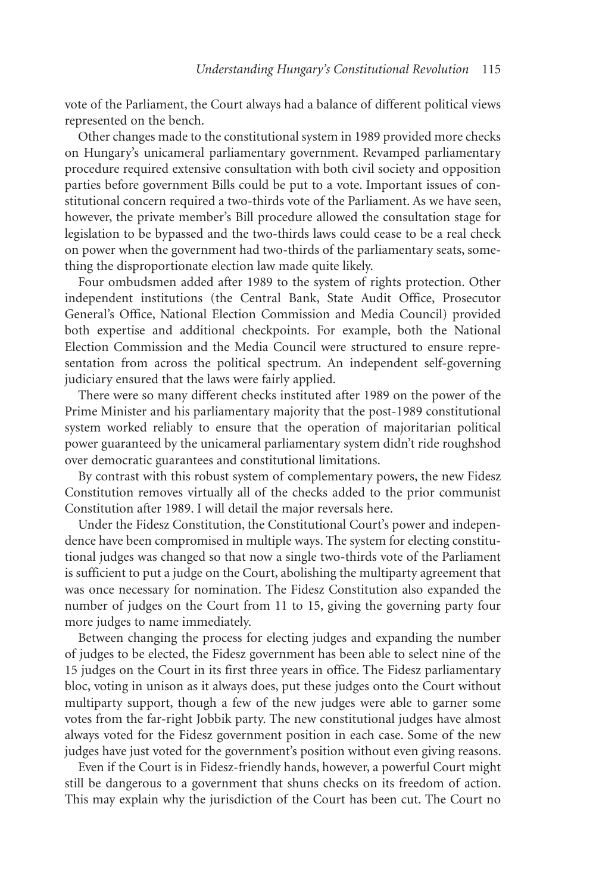vote of the Parliament, the Court always had a balance of different political views represented on the bench.

Other changes made to the constitutional system in 1989 provided more checks on Hungary's unicameral parliamentary government. Revamped parliamentary procedure required extensive consultation with both civil society and opposition parties before government Bills could be put to a vote. Important issues of constitutional concern required a two-thirds vote of the Parliament. As we have seen, however, the private member's Bill procedure allowed the consultation stage for legislation to be bypassed and the two-thirds laws could cease to be a real check on power when the government had two-thirds of the parliamentary seats, something the disproportionate election law made quite likely.

Four ombudsmen added after 1989 to the system of rights protection. Other independent institutions (the Central Bank, State Audit Office, Prosecutor General's Office, National Election Commission and Media Council) provided both expertise and additional checkpoints. For example, both the National Election Commission and the Media Council were structured to ensure representation from across the political spectrum. An independent self-governing judiciary ensured that the laws were fairly applied.

There were so many different checks instituted after 1989 on the power of the Prime Minister and his parliamentary majority that the post-1989 constitutional system worked reliably to ensure that the operation of majoritarian political power guaranteed by the unicameral parliamentary system didn't ride roughshod over democratic guarantees and constitutional limitations.

By contrast with this robust system of complementary powers, the new Fidesz Constitution removes virtually all of the checks added to the prior communist Constitution after 1989. I will detail the major reversals here.

Under the Fidesz Constitution, the Constitutional Court's power and independence have been compromised in multiple ways. The system for electing constitutional judges was changed so that now a single two-thirds vote of the Parliament is sufficient to put a judge on the Court, abolishing the multiparty agreement that was once necessary for nomination. The Fidesz Constitution also expanded the number of judges on the Court from 11 to 15, giving the governing party four more judges to name immediately.

Between changing the process for electing judges and expanding the number of judges to be elected, the Fidesz government has been able to select nine of the 15 judges on the Court in its first three years in office. The Fidesz parliamentary bloc, voting in unison as it always does, put these judges onto the Court without multiparty support, though a few of the new judges were able to garner some votes from the far-right Jobbik party. The new constitutional judges have almost always voted for the Fidesz government position in each case. Some of the new judges have just voted for the government's position without even giving reasons.

Even if the Court is in Fidesz-friendly hands, however, a powerful Court might still be dangerous to a government that shuns checks on its freedom of action. This may explain why the jurisdiction of the Court has been cut. The Court no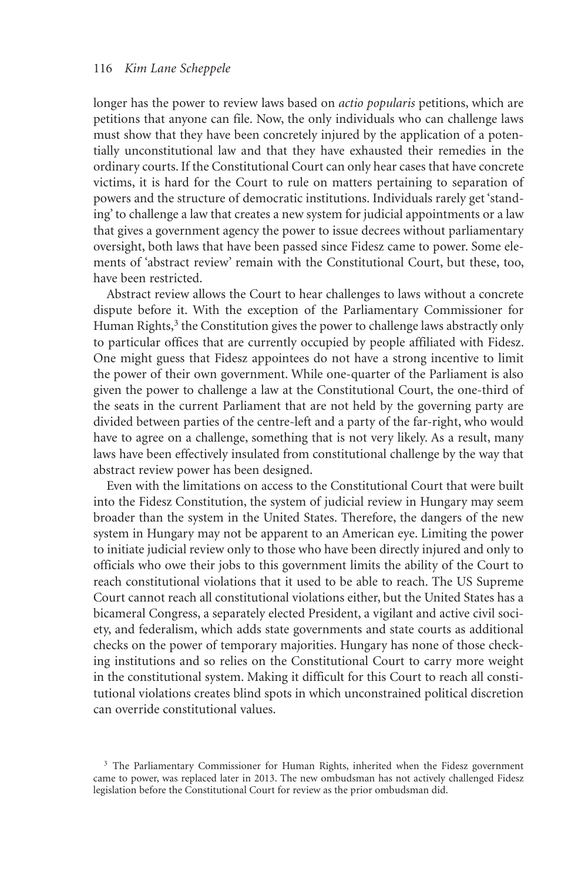longer has the power to review laws based on *actio popularis* petitions, which are petitions that anyone can file. Now, the only individuals who can challenge laws must show that they have been concretely injured by the application of a potentially unconstitutional law and that they have exhausted their remedies in the ordinary courts. If the Constitutional Court can only hear cases that have concrete victims, it is hard for the Court to rule on matters pertaining to separation of powers and the structure of democratic institutions. Individuals rarely get 'standing' to challenge a law that creates a new system for judicial appointments or a law that gives a government agency the power to issue decrees without parliamentary oversight, both laws that have been passed since Fidesz came to power. Some elements of 'abstract review' remain with the Constitutional Court, but these, too, have been restricted.

Abstract review allows the Court to hear challenges to laws without a concrete dispute before it. With the exception of the Parliamentary Commissioner for Human Rights,[3] the Constitution gives the power to challenge laws abstractly only to particular offices that are currently occupied by people affiliated with Fidesz. One might guess that Fidesz appointees do not have a strong incentive to limit the power of their own government. While one-quarter of the Parliament is also given the power to challenge a law at the Constitutional Court, the one-third of the seats in the current Parliament that are not held by the governing party are divided between parties of the centre-left and a party of the far-right, who would have to agree on a challenge, something that is not very likely. As a result, many laws have been effectively insulated from constitutional challenge by the way that abstract review power has been designed.

Even with the limitations on access to the Constitutional Court that were built into the Fidesz Constitution, the system of judicial review in Hungary may seem broader than the system in the United States. Therefore, the dangers of the new system in Hungary may not be apparent to an American eye. Limiting the power to initiate judicial review only to those who have been directly injured and only to officials who owe their jobs to this government limits the ability of the Court to reach constitutional violations that it used to be able to reach. The US Supreme Court cannot reach all constitutional violations either, but the United States has a bicameral Congress, a separately elected President, a vigilant and active civil society, and federalism, which adds state governments and state courts as additional checks on the power of temporary majorities. Hungary has none of those checking institutions and so relies on the Constitutional Court to carry more weight in the constitutional system. Making it difficult for this Court to reach all constitutional violations creates blind spots in which unconstrained political discretion can override constitutional values.

[3] The Parliamentary Commissioner for Human Rights, inherited when the Fidesz government came to power, was replaced later in 2013. The new ombudsman has not actively challenged Fidesz legislation before the Constitutional Court for review as the prior ombudsman did.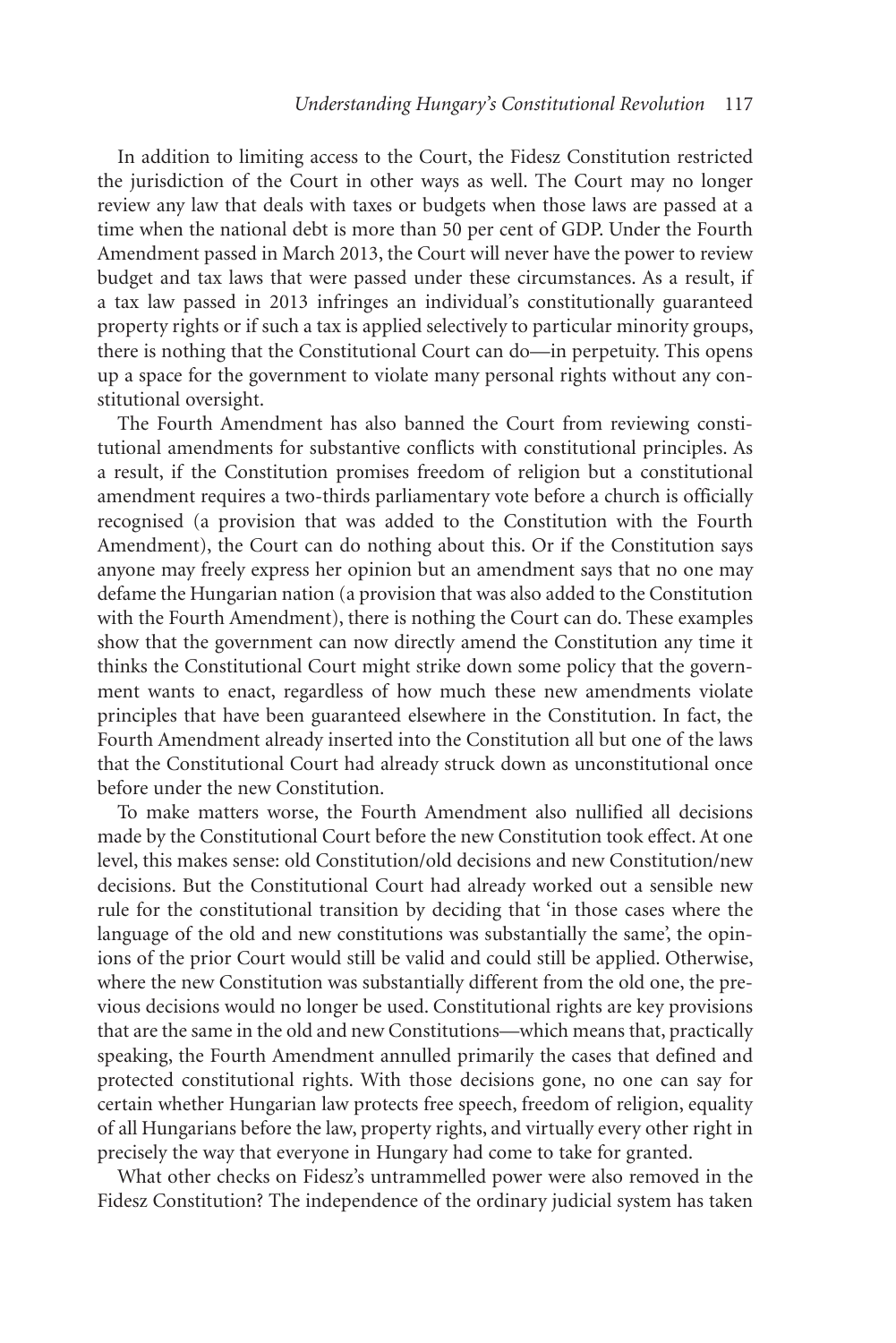In addition to limiting access to the Court, the Fidesz Constitution restricted the jurisdiction of the Court in other ways as well. The Court may no longer review any law that deals with taxes or budgets when those laws are passed at a time when the national debt is more than 50 per cent of GDP. Under the Fourth Amendment passed in March 2013, the Court will never have the power to review budget and tax laws that were passed under these circumstances. As a result, if a tax law passed in 2013 infringes an individual's constitutionally guaranteed property rights or if such a tax is applied selectively to particular minority groups, there is nothing that the Constitutional Court can do—in perpetuity. This opens up a space for the government to violate many personal rights without any constitutional oversight.

The Fourth Amendment has also banned the Court from reviewing constitutional amendments for substantive conflicts with constitutional principles. As a result, if the Constitution promises freedom of religion but a constitutional amendment requires a two-thirds parliamentary vote before a church is officially recognised (a provision that was added to the Constitution with the Fourth Amendment), the Court can do nothing about this. Or if the Constitution says anyone may freely express her opinion but an amendment says that no one may defame the Hungarian nation (a provision that was also added to the Constitution with the Fourth Amendment), there is nothing the Court can do. These examples show that the government can now directly amend the Constitution any time it thinks the Constitutional Court might strike down some policy that the government wants to enact, regardless of how much these new amendments violate principles that have been guaranteed elsewhere in the Constitution. In fact, the Fourth Amendment already inserted into the Constitution all but one of the laws that the Constitutional Court had already struck down as unconstitutional once before under the new Constitution.

To make matters worse, the Fourth Amendment also nullified all decisions made by the Constitutional Court before the new Constitution took effect. At one level, this makes sense: old Constitution/old decisions and new Constitution/new decisions. But the Constitutional Court had already worked out a sensible new rule for the constitutional transition by deciding that 'in those cases where the language of the old and new constitutions was substantially the same', the opinions of the prior Court would still be valid and could still be applied. Otherwise, where the new Constitution was substantially different from the old one, the previous decisions would no longer be used. Constitutional rights are key provisions that are the same in the old and new Constitutions—which means that, practically speaking, the Fourth Amendment annulled primarily the cases that defined and protected constitutional rights. With those decisions gone, no one can say for certain whether Hungarian law protects free speech, freedom of religion, equality of all Hungarians before the law, property rights, and virtually every other right in precisely the way that everyone in Hungary had come to take for granted.

What other checks on Fidesz's untrammelled power were also removed in the Fidesz Constitution? The independence of the ordinary judicial system has taken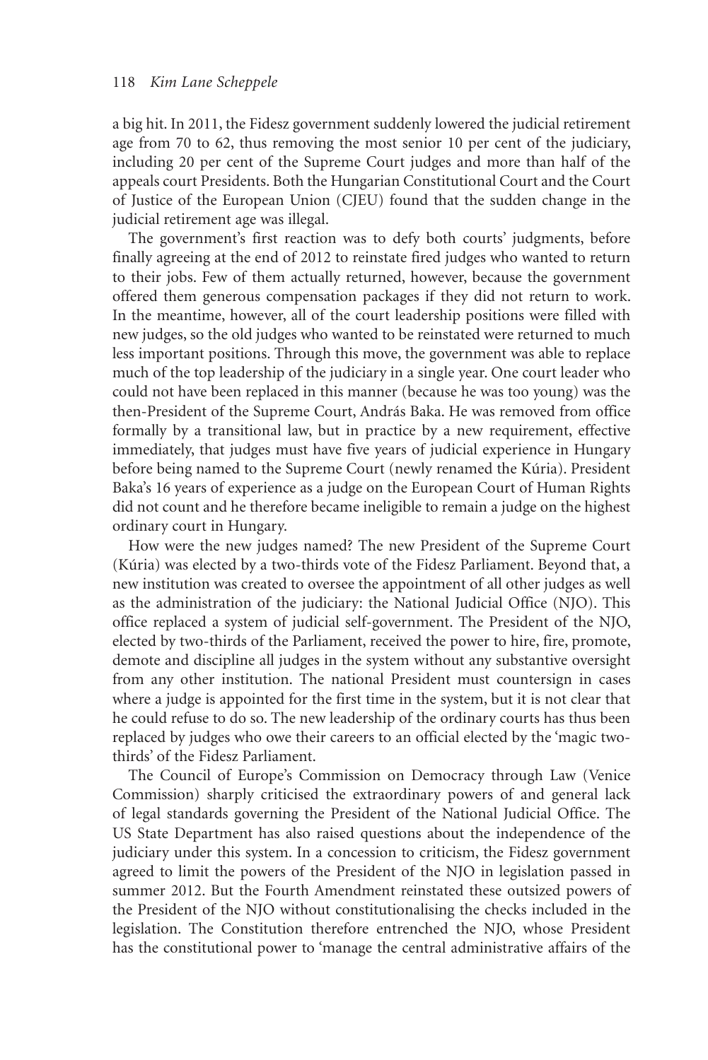a big hit. In 2011, the Fidesz government suddenly lowered the judicial retirement age from 70 to 62, thus removing the most senior 10 per cent of the judiciary, including 20 per cent of the Supreme Court judges and more than half of the appeals court Presidents. Both the Hungarian Constitutional Court and the Court of Justice of the European Union (CJEU) found that the sudden change in the judicial retirement age was illegal.

The government's first reaction was to defy both courts' judgments, before finally agreeing at the end of 2012 to reinstate fired judges who wanted to return to their jobs. Few of them actually returned, however, because the government offered them generous compensation packages if they did not return to work. In the meantime, however, all of the court leadership positions were filled with new judges, so the old judges who wanted to be reinstated were returned to much less important positions. Through this move, the government was able to replace much of the top leadership of the judiciary in a single year. One court leader who could not have been replaced in this manner (because he was too young) was the then-President of the Supreme Court, András Baka. He was removed from office formally by a transitional law, but in practice by a new requirement, effective immediately, that judges must have five years of judicial experience in Hungary before being named to the Supreme Court (newly renamed the Kúria). President Baka's 16 years of experience as a judge on the European Court of Human Rights did not count and he therefore became ineligible to remain a judge on the highest ordinary court in Hungary.

How were the new judges named? The new President of the Supreme Court (Kúria) was elected by a two-thirds vote of the Fidesz Parliament. Beyond that, a new institution was created to oversee the appointment of all other judges as well as the administration of the judiciary: the National Judicial Office (NJO). This office replaced a system of judicial self-government. The President of the NJO, elected by two-thirds of the Parliament, received the power to hire, fire, promote, demote and discipline all judges in the system without any substantive oversight from any other institution. The national President must countersign in cases where a judge is appointed for the first time in the system, but it is not clear that he could refuse to do so. The new leadership of the ordinary courts has thus been replaced by judges who owe their careers to an official elected by the 'magic two-thirds' of the Fidesz Parliament.

The Council of Europe's Commission on Democracy through Law (Venice Commission) sharply criticised the extraordinary powers of and general lack of legal standards governing the President of the National Judicial Office. The US State Department has also raised questions about the independence of the judiciary under this system. In a concession to criticism, the Fidesz government agreed to limit the powers of the President of the NJO in legislation passed in summer 2012. But the Fourth Amendment reinstated these outsized powers of the President of the NJO without constitutionalising the checks included in the legislation. The Constitution therefore entrenched the NJO, whose President has the constitutional power to 'manage the central administrative affairs of the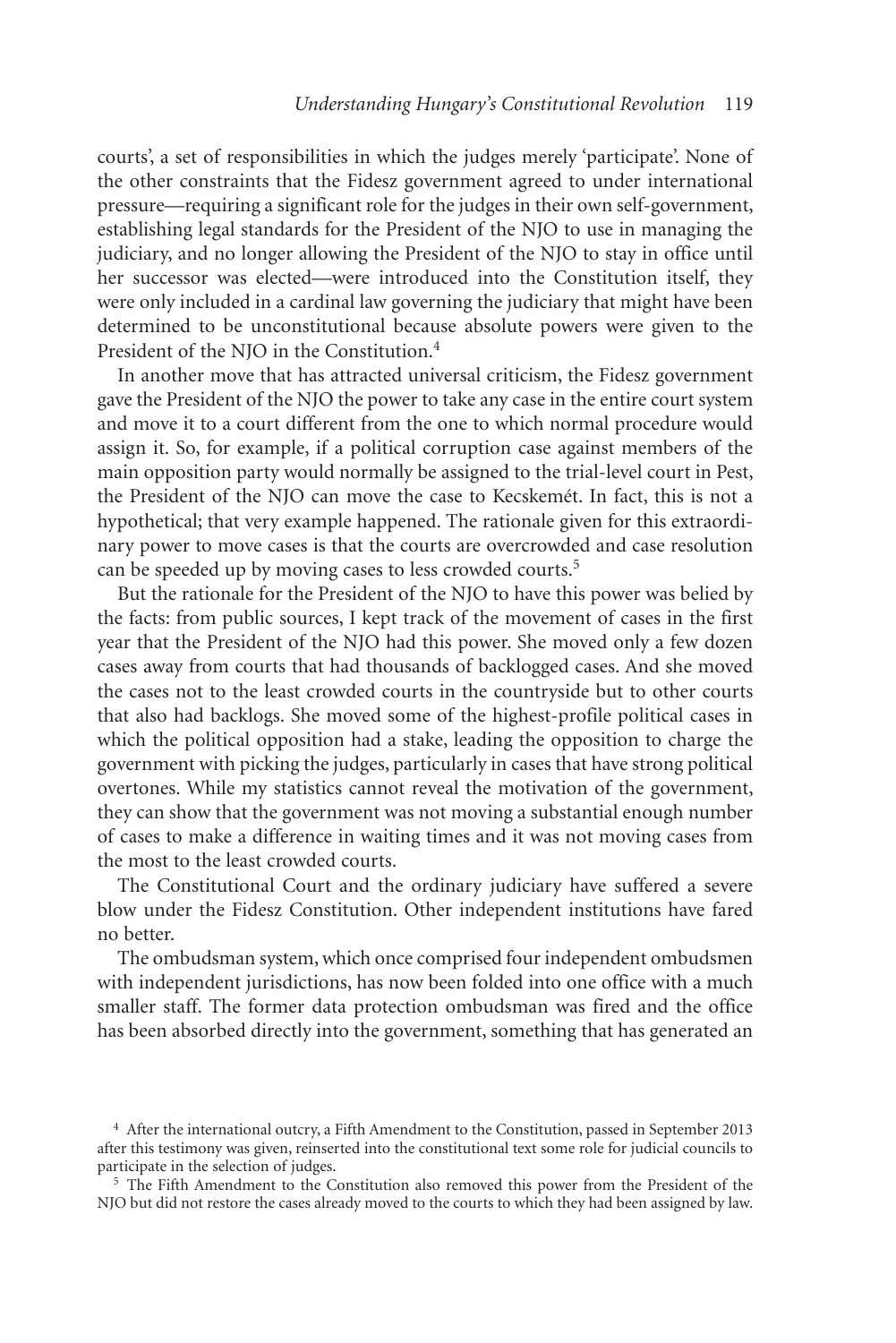courts', a set of responsibilities in which the judges merely 'participate'. None of the other constraints that the Fidesz government agreed to under international pressure—requiring a significant role for the judges in their own self-government, establishing legal standards for the President of the NJO to use in managing the judiciary, and no longer allowing the President of the NJO to stay in office until her successor was elected—were introduced into the Constitution itself, they were only included in a cardinal law governing the judiciary that might have been determined to be unconstitutional because absolute powers were given to the President of the NJO in the Constitution.[4]

In another move that has attracted universal criticism, the Fidesz government gave the President of the NJO the power to take any case in the entire court system and move it to a court different from the one to which normal procedure would assign it. So, for example, if a political corruption case against members of the main opposition party would normally be assigned to the trial-level court in Pest, the President of the NJO can move the case to Kecskemét. In fact, this is not a hypothetical; that very example happened. The rationale given for this extraordinary power to move cases is that the courts are overcrowded and case resolution can be speeded up by moving cases to less crowded courts.[5]

But the rationale for the President of the NJO to have this power was belied by the facts: from public sources, I kept track of the movement of cases in the first year that the President of the NJO had this power. She moved only a few dozen cases away from courts that had thousands of backlogged cases. And she moved the cases not to the least crowded courts in the countryside but to other courts that also had backlogs. She moved some of the highest-profile political cases in which the political opposition had a stake, leading the opposition to charge the government with picking the judges, particularly in cases that have strong political overtones. While my statistics cannot reveal the motivation of the government, they can show that the government was not moving a substantial enough number of cases to make a difference in waiting times and it was not moving cases from the most to the least crowded courts.

The Constitutional Court and the ordinary judiciary have suffered a severe blow under the Fidesz Constitution. Other independent institutions have fared no better.

The ombudsman system, which once comprised four independent ombudsmen with independent jurisdictions, has now been folded into one office with a much smaller staff. The former data protection ombudsman was fired and the office has been absorbed directly into the government, something that has generated an

[4] After the international outcry, a Fifth Amendment to the Constitution, passed in September 2013 after this testimony was given, reinserted into the constitutional text some role for judicial councils to participate in the selection of judges.

[5] The Fifth Amendment to the Constitution also removed this power from the President of the NJO but did not restore the cases already moved to the courts to which they had been assigned by law.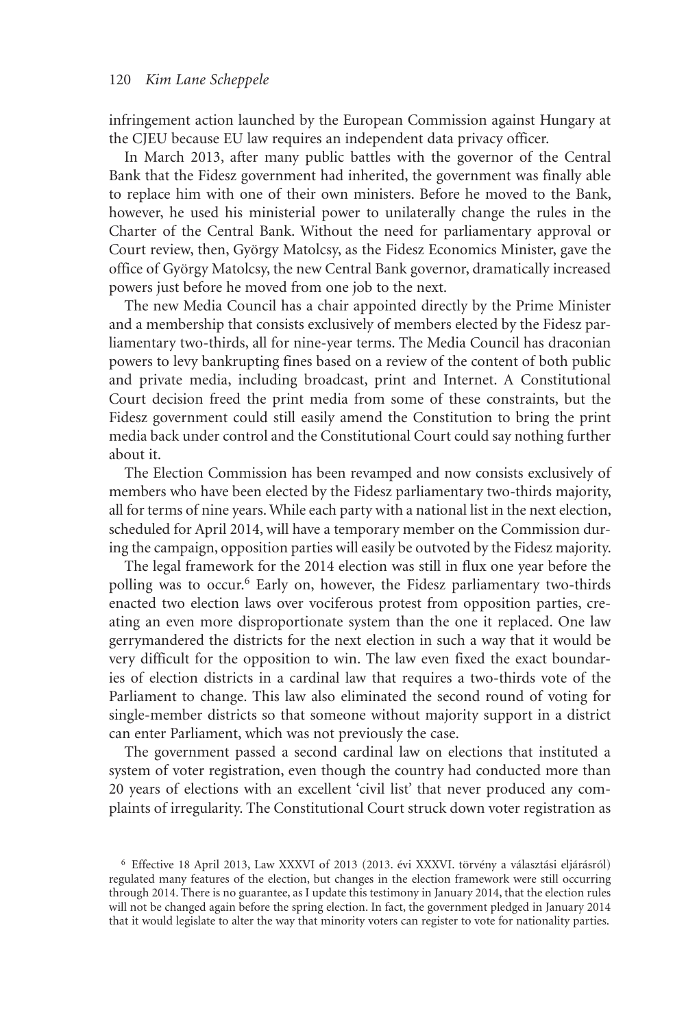infringement action launched by the European Commission against Hungary at the CJEU because EU law requires an independent data privacy officer.

In March 2013, after many public battles with the governor of the Central Bank that the Fidesz government had inherited, the government was finally able to replace him with one of their own ministers. Before he moved to the Bank, however, he used his ministerial power to unilaterally change the rules in the Charter of the Central Bank. Without the need for parliamentary approval or Court review, then, György Matolcsy, as the Fidesz Economics Minister, gave the office of György Matolcsy, the new Central Bank governor, dramatically increased powers just before he moved from one job to the next.

The new Media Council has a chair appointed directly by the Prime Minister and a membership that consists exclusively of members elected by the Fidesz parliamentary two-thirds, all for nine-year terms. The Media Council has draconian powers to levy bankrupting fines based on a review of the content of both public and private media, including broadcast, print and Internet. A Constitutional Court decision freed the print media from some of these constraints, but the Fidesz government could still easily amend the Constitution to bring the print media back under control and the Constitutional Court could say nothing further about it.

The Election Commission has been revamped and now consists exclusively of members who have been elected by the Fidesz parliamentary two-thirds majority, all for terms of nine years. While each party with a national list in the next election, scheduled for April 2014, will have a temporary member on the Commission during the campaign, opposition parties will easily be outvoted by the Fidesz majority.

The legal framework for the 2014 election was still in flux one year before the polling was to occur.[6] Early on, however, the Fidesz parliamentary two-thirds enacted two election laws over vociferous protest from opposition parties, creating an even more disproportionate system than the one it replaced. One law gerrymandered the districts for the next election in such a way that it would be very difficult for the opposition to win. The law even fixed the exact boundaries of election districts in a cardinal law that requires a two-thirds vote of the Parliament to change. This law also eliminated the second round of voting for single-member districts so that someone without majority support in a district can enter Parliament, which was not previously the case.

The government passed a second cardinal law on elections that instituted a system of voter registration, even though the country had conducted more than 20 years of elections with an excellent 'civil list' that never produced any complaints of irregularity. The Constitutional Court struck down voter registration as

[6] Effective 18 April 2013, Law XXXVI of 2013 (2013. évi XXXVI. törvény a választási eljárásról) regulated many features of the election, but changes in the election framework were still occurring through 2014. There is no guarantee, as I update this testimony in January 2014, that the election rules will not be changed again before the spring election. In fact, the government pledged in January 2014 that it would legislate to alter the way that minority voters can register to vote for nationality parties.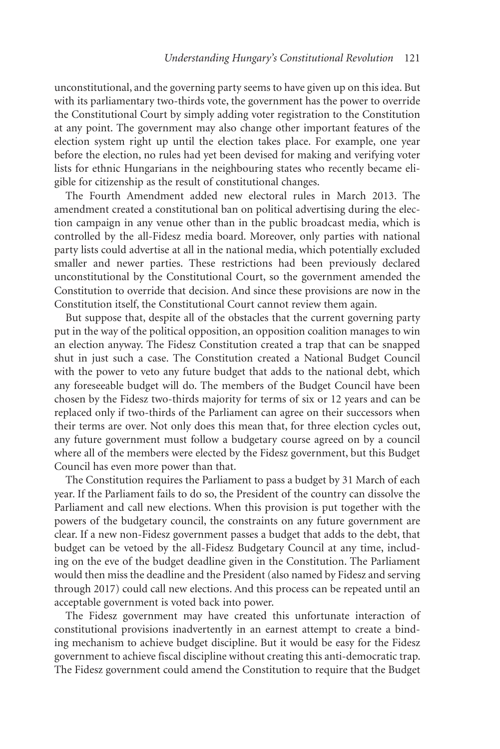unconstitutional, and the governing party seems to have given up on this idea. But with its parliamentary two-thirds vote, the government has the power to override the Constitutional Court by simply adding voter registration to the Constitution at any point. The government may also change other important features of the election system right up until the election takes place. For example, one year before the election, no rules had yet been devised for making and verifying voter lists for ethnic Hungarians in the neighbouring states who recently became eligible for citizenship as the result of constitutional changes.

The Fourth Amendment added new electoral rules in March 2013. The amendment created a constitutional ban on political advertising during the election campaign in any venue other than in the public broadcast media, which is controlled by the all-Fidesz media board. Moreover, only parties with national party lists could advertise at all in the national media, which potentially excluded smaller and newer parties. These restrictions had been previously declared unconstitutional by the Constitutional Court, so the government amended the Constitution to override that decision. And since these provisions are now in the Constitution itself, the Constitutional Court cannot review them again.

But suppose that, despite all of the obstacles that the current governing party put in the way of the political opposition, an opposition coalition manages to win an election anyway. The Fidesz Constitution created a trap that can be snapped shut in just such a case. The Constitution created a National Budget Council with the power to veto any future budget that adds to the national debt, which any foreseeable budget will do. The members of the Budget Council have been chosen by the Fidesz two-thirds majority for terms of six or 12 years and can be replaced only if two-thirds of the Parliament can agree on their successors when their terms are over. Not only does this mean that, for three election cycles out, any future government must follow a budgetary course agreed on by a council where all of the members were elected by the Fidesz government, but this Budget Council has even more power than that.

The Constitution requires the Parliament to pass a budget by 31 March of each year. If the Parliament fails to do so, the President of the country can dissolve the Parliament and call new elections. When this provision is put together with the powers of the budgetary council, the constraints on any future government are clear. If a new non-Fidesz government passes a budget that adds to the debt, that budget can be vetoed by the all-Fidesz Budgetary Council at any time, including on the eve of the budget deadline given in the Constitution. The Parliament would then miss the deadline and the President (also named by Fidesz and serving through 2017) could call new elections. And this process can be repeated until an acceptable government is voted back into power.

The Fidesz government may have created this unfortunate interaction of constitutional provisions inadvertently in an earnest attempt to create a binding mechanism to achieve budget discipline. But it would be easy for the Fidesz government to achieve fiscal discipline without creating this anti-democratic trap. The Fidesz government could amend the Constitution to require that the Budget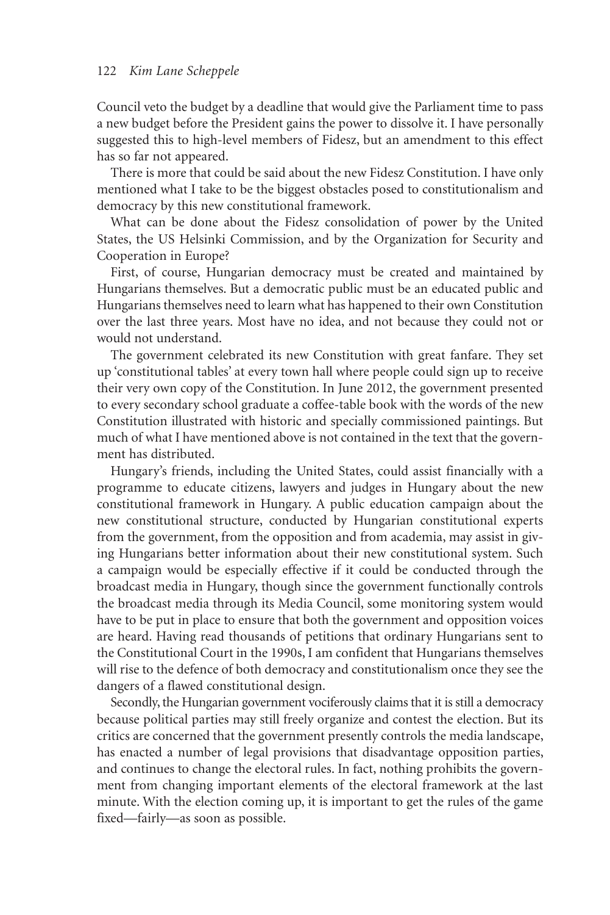Council veto the budget by a deadline that would give the Parliament time to pass a new budget before the President gains the power to dissolve it. I have personally suggested this to high-level members of Fidesz, but an amendment to this effect has so far not appeared.

There is more that could be said about the new Fidesz Constitution. I have only mentioned what I take to be the biggest obstacles posed to constitutionalism and democracy by this new constitutional framework.

What can be done about the Fidesz consolidation of power by the United States, the US Helsinki Commission, and by the Organization for Security and Cooperation in Europe?

First, of course, Hungarian democracy must be created and maintained by Hungarians themselves. But a democratic public must be an educated public and Hungarians themselves need to learn what has happened to their own Constitution over the last three years. Most have no idea, and not because they could not or would not understand.

The government celebrated its new Constitution with great fanfare. They set up 'constitutional tables' at every town hall where people could sign up to receive their very own copy of the Constitution. In June 2012, the government presented to every secondary school graduate a coffee-table book with the words of the new Constitution illustrated with historic and specially commissioned paintings. But much of what I have mentioned above is not contained in the text that the government has distributed.

Hungary's friends, including the United States, could assist financially with a programme to educate citizens, lawyers and judges in Hungary about the new constitutional framework in Hungary. A public education campaign about the new constitutional structure, conducted by Hungarian constitutional experts from the government, from the opposition and from academia, may assist in giving Hungarians better information about their new constitutional system. Such a campaign would be especially effective if it could be conducted through the broadcast media in Hungary, though since the government functionally controls the broadcast media through its Media Council, some monitoring system would have to be put in place to ensure that both the government and opposition voices are heard. Having read thousands of petitions that ordinary Hungarians sent to the Constitutional Court in the 1990s, I am confident that Hungarians themselves will rise to the defence of both democracy and constitutionalism once they see the dangers of a flawed constitutional design.

Secondly, the Hungarian government vociferously claims that it is still a democracy because political parties may still freely organize and contest the election. But its critics are concerned that the government presently controls the media landscape, has enacted a number of legal provisions that disadvantage opposition parties, and continues to change the electoral rules. In fact, nothing prohibits the government from changing important elements of the electoral framework at the last minute. With the election coming up, it is important to get the rules of the game fixed—fairly—as soon as possible.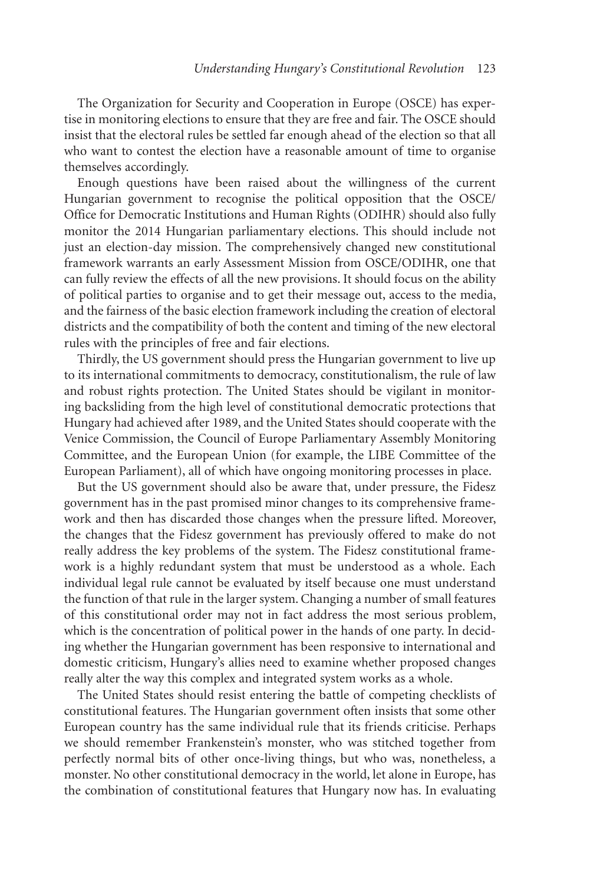The Organization for Security and Cooperation in Europe (OSCE) has expertise in monitoring elections to ensure that they are free and fair. The OSCE should insist that the electoral rules be settled far enough ahead of the election so that all who want to contest the election have a reasonable amount of time to organise themselves accordingly.

Enough questions have been raised about the willingness of the current Hungarian government to recognise the political opposition that the OSCE/Office for Democratic Institutions and Human Rights (ODIHR) should also fully monitor the 2014 Hungarian parliamentary elections. This should include not just an election-day mission. The comprehensively changed new constitutional framework warrants an early Assessment Mission from OSCE/ODIHR, one that can fully review the effects of all the new provisions. It should focus on the ability of political parties to organise and to get their message out, access to the media, and the fairness of the basic election framework including the creation of electoral districts and the compatibility of both the content and timing of the new electoral rules with the principles of free and fair elections.

Thirdly, the US government should press the Hungarian government to live up to its international commitments to democracy, constitutionalism, the rule of law and robust rights protection. The United States should be vigilant in monitoring backsliding from the high level of constitutional democratic protections that Hungary had achieved after 1989, and the United States should cooperate with the Venice Commission, the Council of Europe Parliamentary Assembly Monitoring Committee, and the European Union (for example, the LIBE Committee of the European Parliament), all of which have ongoing monitoring processes in place.

But the US government should also be aware that, under pressure, the Fidesz government has in the past promised minor changes to its comprehensive framework and then has discarded those changes when the pressure lifted. Moreover, the changes that the Fidesz government has previously offered to make do not really address the key problems of the system. The Fidesz constitutional framework is a highly redundant system that must be understood as a whole. Each individual legal rule cannot be evaluated by itself because one must understand the function of that rule in the larger system. Changing a number of small features of this constitutional order may not in fact address the most serious problem, which is the concentration of political power in the hands of one party. In deciding whether the Hungarian government has been responsive to international and domestic criticism, Hungary's allies need to examine whether proposed changes really alter the way this complex and integrated system works as a whole.

The United States should resist entering the battle of competing checklists of constitutional features. The Hungarian government often insists that some other European country has the same individual rule that its friends criticise. Perhaps we should remember Frankenstein's monster, who was stitched together from perfectly normal bits of other once-living things, but who was, nonetheless, a monster. No other constitutional democracy in the world, let alone in Europe, has the combination of constitutional features that Hungary now has. In evaluating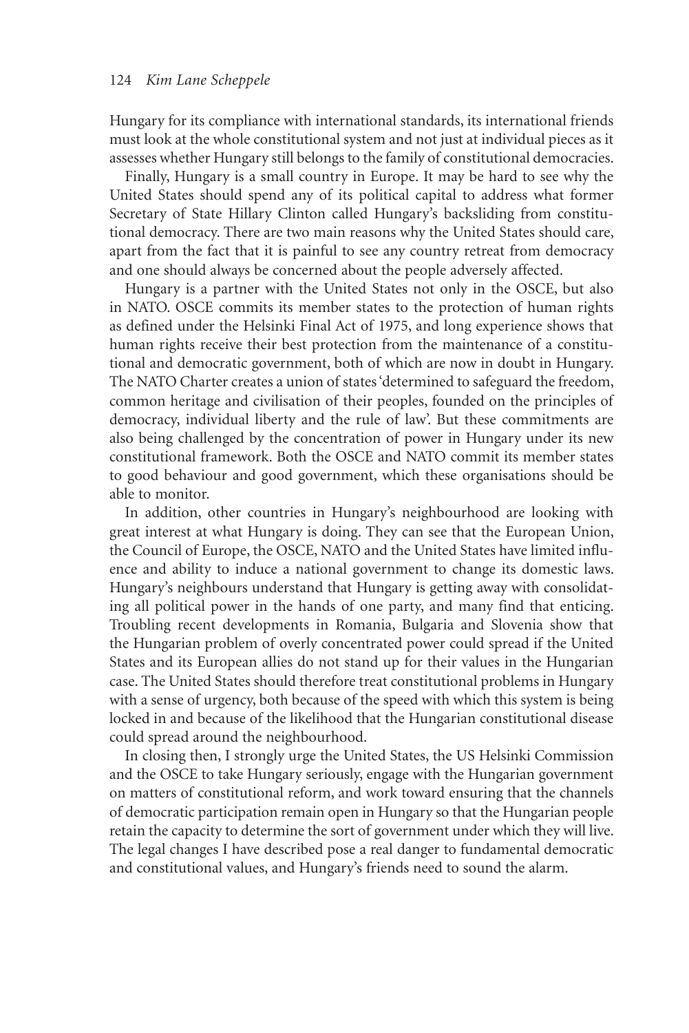Hungary for its compliance with international standards, its international friends must look at the whole constitutional system and not just at individual pieces as it assesses whether Hungary still belongs to the family of constitutional democracies.

Finally, Hungary is a small country in Europe. It may be hard to see why the United States should spend any of its political capital to address what former Secretary of State Hillary Clinton called Hungary's backsliding from constitutional democracy. There are two main reasons why the United States should care, apart from the fact that it is painful to see any country retreat from democracy and one should always be concerned about the people adversely affected.

Hungary is a partner with the United States not only in the OSCE, but also in NATO. OSCE commits its member states to the protection of human rights as defined under the Helsinki Final Act of 1975, and long experience shows that human rights receive their best protection from the maintenance of a constitutional and democratic government, both of which are now in doubt in Hungary. The NATO Charter creates a union of states 'determined to safeguard the freedom, common heritage and civilisation of their peoples, founded on the principles of democracy, individual liberty and the rule of law'. But these commitments are also being challenged by the concentration of power in Hungary under its new constitutional framework. Both the OSCE and NATO commit its member states to good behaviour and good government, which these organisations should be able to monitor.

In addition, other countries in Hungary's neighbourhood are looking with great interest at what Hungary is doing. They can see that the European Union, the Council of Europe, the OSCE, NATO and the United States have limited influence and ability to induce a national government to change its domestic laws. Hungary's neighbours understand that Hungary is getting away with consolidating all political power in the hands of one party, and many find that enticing. Troubling recent developments in Romania, Bulgaria and Slovenia show that the Hungarian problem of overly concentrated power could spread if the United States and its European allies do not stand up for their values in the Hungarian case. The United States should therefore treat constitutional problems in Hungary with a sense of urgency, both because of the speed with which this system is being locked in and because of the likelihood that the Hungarian constitutional disease could spread around the neighbourhood.

In closing then, I strongly urge the United States, the US Helsinki Commission and the OSCE to take Hungary seriously, engage with the Hungarian government on matters of constitutional reform, and work toward ensuring that the channels of democratic participation remain open in Hungary so that the Hungarian people retain the capacity to determine the sort of government under which they will live. The legal changes I have described pose a real danger to fundamental democratic and constitutional values, and Hungary's friends need to sound the alarm.